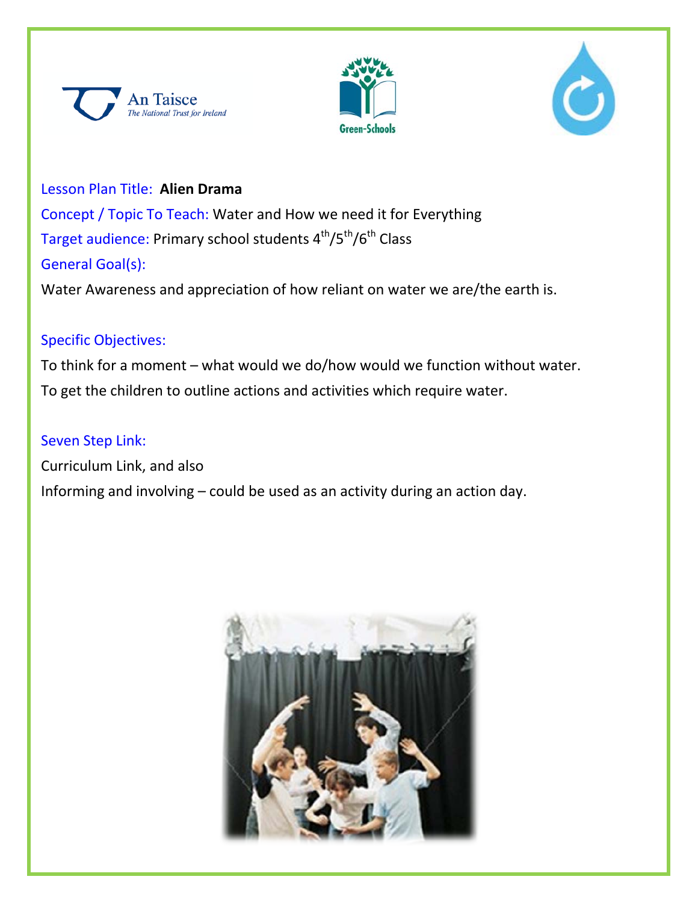Lesson Plan Title: **Alien Drama**

Concept / Topic To Teach: Water and How we need it for Everything

Target audience: Primary school students 4th/5th/6th Class

General Goal(s):

Water Awareness and appreciation of how reliant on water we are/the earth is.

Specific Objectives:

To think for a moment – what would we do/how would we function without water.

To get the children to outline actions and activities which require water.

Seven Step Link:

Curriculum Link, and also

Informing and involving – could be used as an activity during an action day.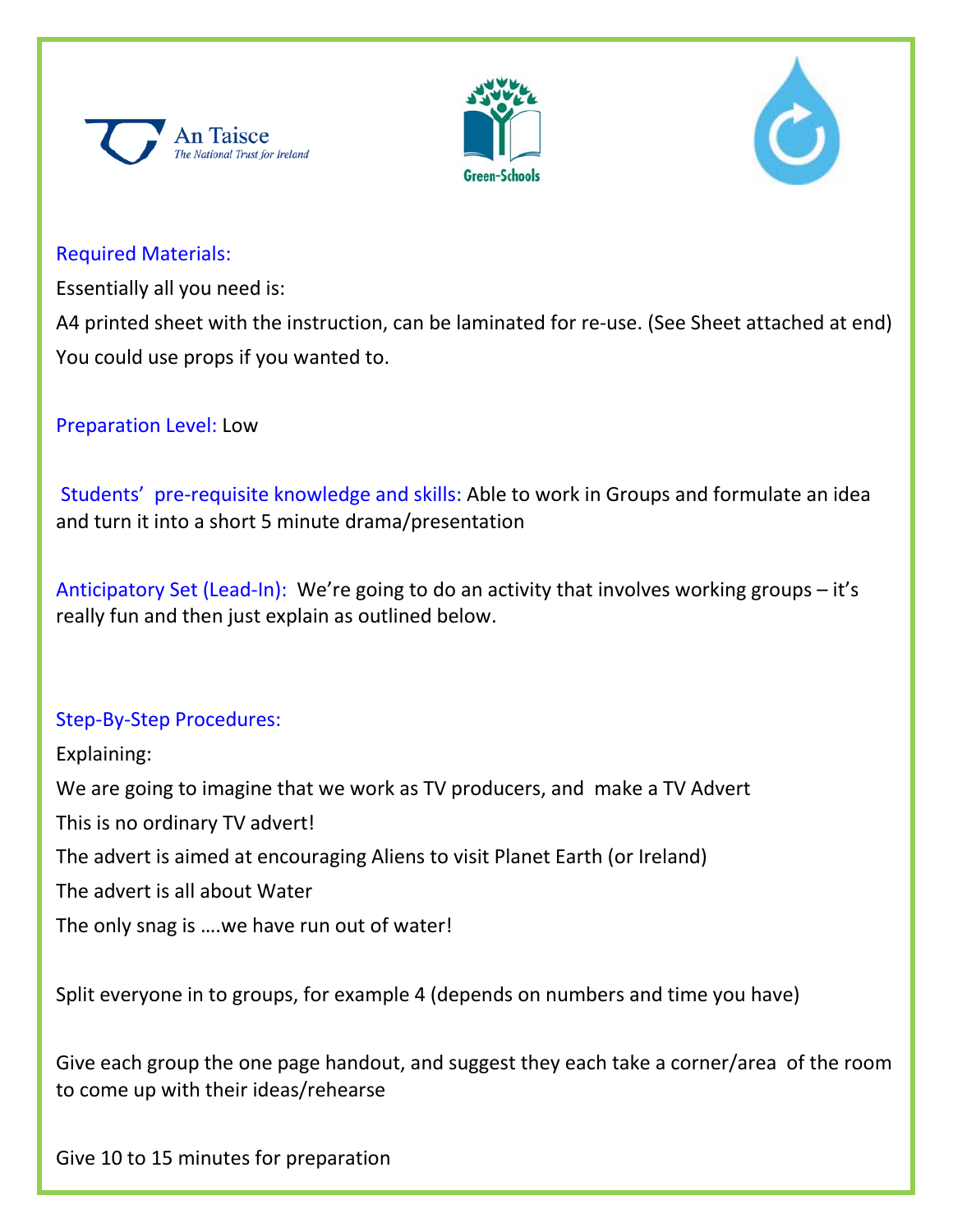**Required Materials:**

Essentially all you need is:

A4 printed sheet with the instruction, can be laminated for re-use. (See Sheet attached at end)

You could use props if you wanted to.

**Preparation Level:** Low

**Students' pre-requisite knowledge and skills:** Able to work in Groups and formulate an idea and turn it into a short 5 minute drama/presentation

**Anticipatory Set (Lead-In):** We're going to do an activity that involves working groups – it's really fun and then just explain as outlined below.

**Step-By-Step Procedures:**

Explaining:

We are going to imagine that we work as TV producers, and make a TV Advert

This is no ordinary TV advert!

The advert is aimed at encouraging Aliens to visit Planet Earth (or Ireland)

The advert is all about Water

The only snag is ....we have run out of water!

Split everyone in to groups, for example 4 (depends on numbers and time you have)

Give each group the one page handout, and suggest they each take a corner/area of the room to come up with their ideas/rehearse

Give 10 to 15 minutes for preparation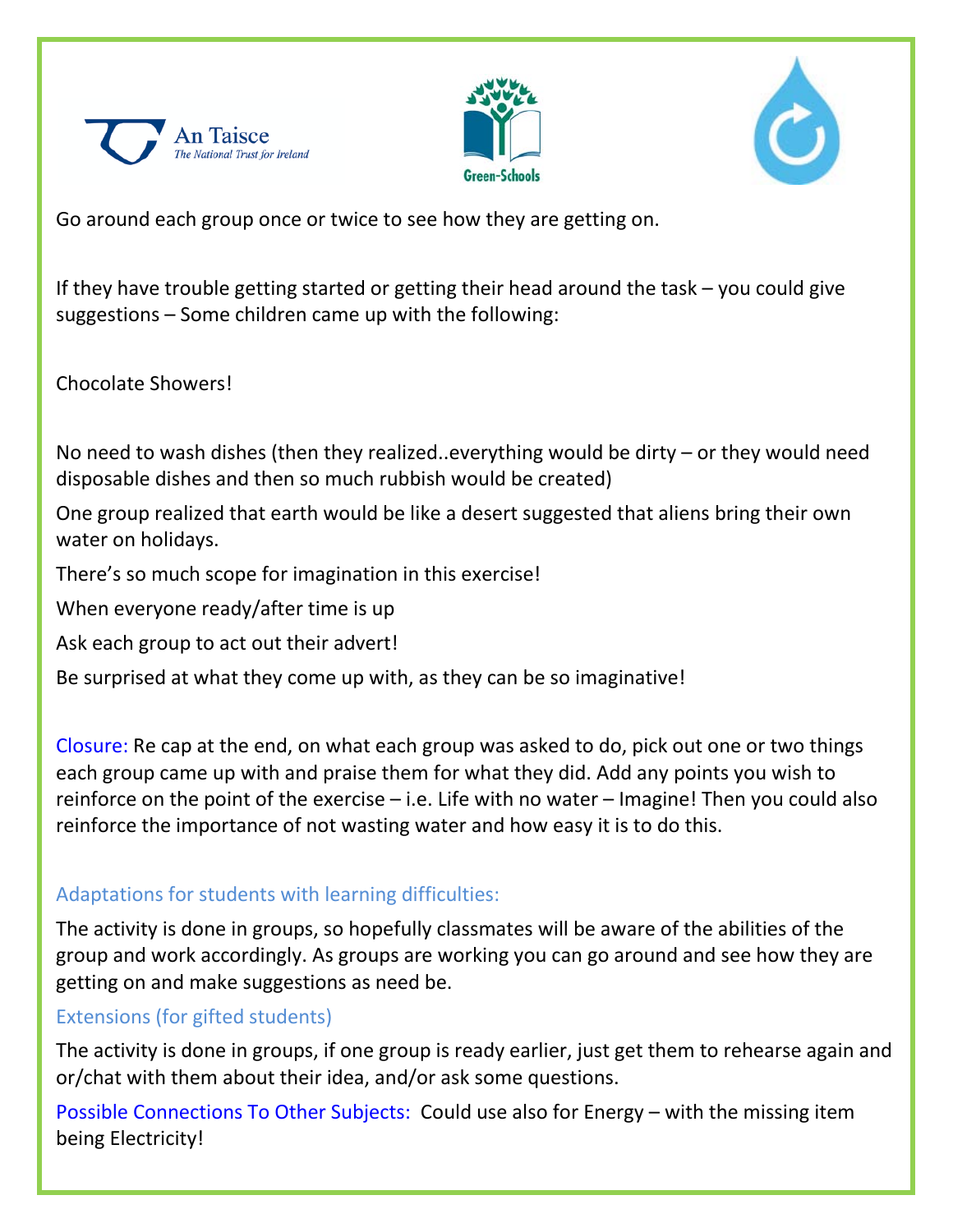Go around each group once or twice to see how they are getting on.

If they have trouble getting started or getting their head around the task – you could give suggestions – Some children came up with the following:

Chocolate Showers!

No need to wash dishes (then they realized..everything would be dirty – or they would need disposable dishes and then so much rubbish would be created)

One group realized that earth would be like a desert suggested that aliens bring their own water on holidays.

There's so much scope for imagination in this exercise!

When everyone ready/after time is up

Ask each group to act out their advert!

Be surprised at what they come up with, as they can be so imaginative!

**Closure:** Re cap at the end, on what each group was asked to do, pick out one or two things each group came up with and praise them for what they did. Add any points you wish to reinforce on the point of the exercise – i.e. Life with no water – Imagine! Then you could also reinforce the importance of not wasting water and how easy it is to do this.

### Adaptations for students with learning difficulties:

The activity is done in groups, so hopefully classmates will be aware of the abilities of the group and work accordingly. As groups are working you can go around and see how they are getting on and make suggestions as need be.

### Extensions (for gifted students)

The activity is done in groups, if one group is ready earlier, just get them to rehearse again and or/chat with them about their idea, and/or ask some questions.

**Possible Connections To Other Subjects:** Could use also for Energy – with the missing item being Electricity!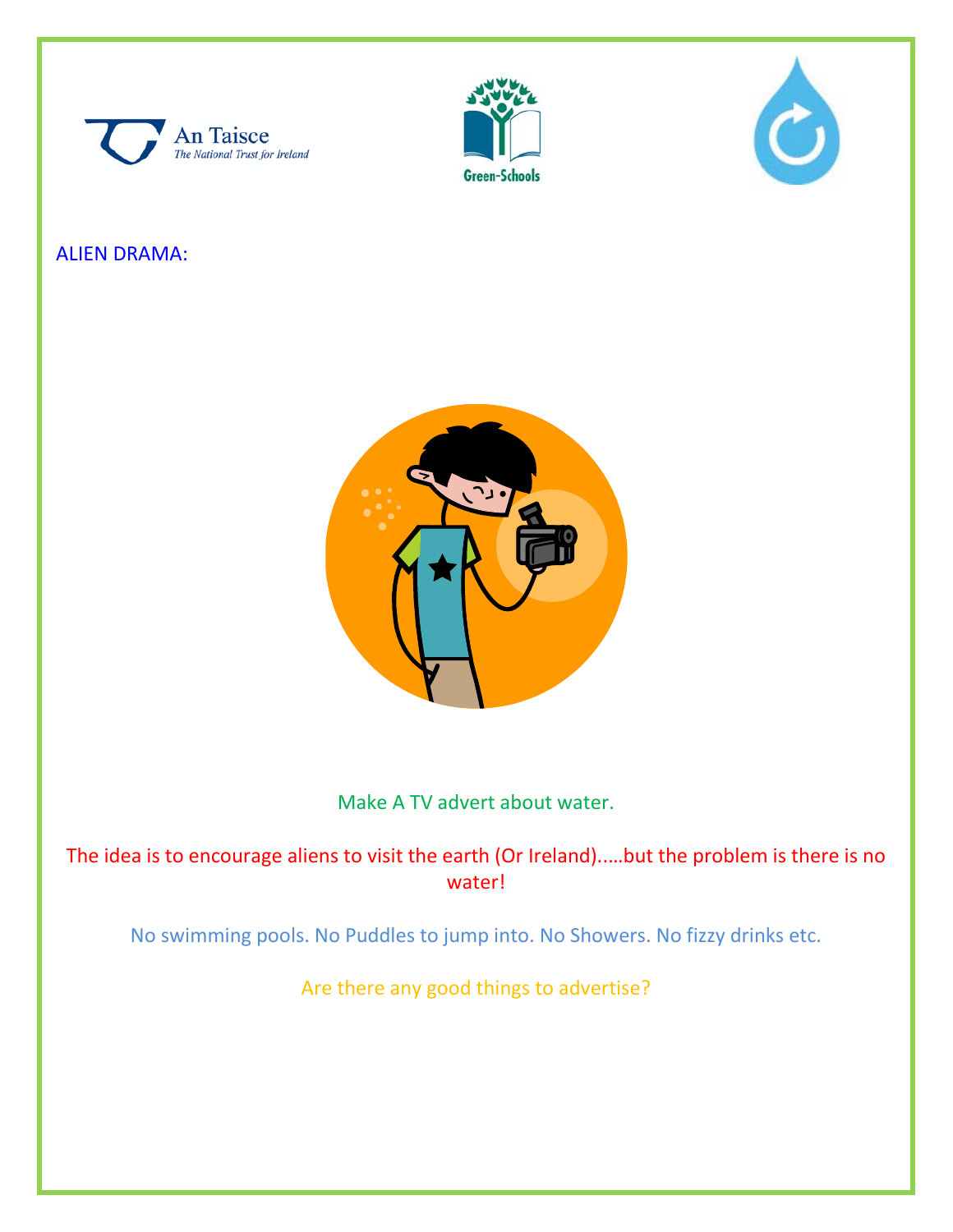An Taisce
The National Trust for Ireland

Green-Schools

ALIEN DRAMA:

Make A TV advert about water.

The idea is to encourage aliens to visit the earth (Or Ireland)…..but the problem is there is no water!

No swimming pools. No Puddles to jump into. No Showers. No fizzy drinks etc.

Are there any good things to advertise?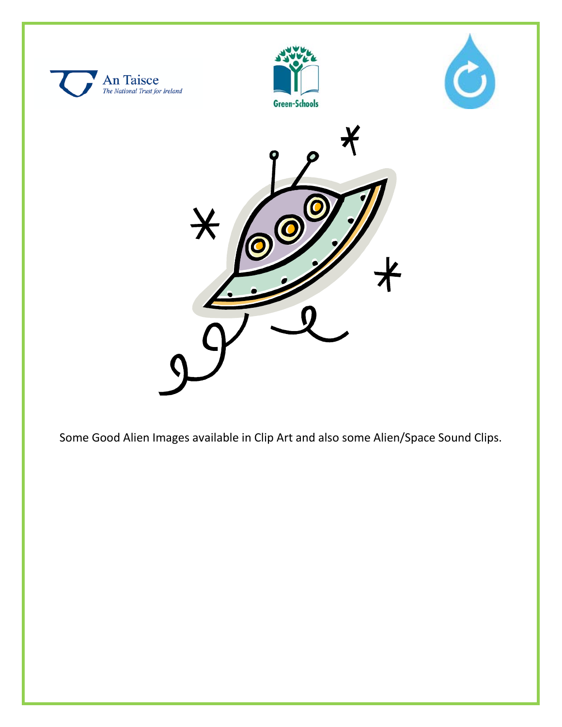An Taisce
*The National Trust for Ireland*

Green-Schools

Some Good Alien Images available in Clip Art and also some Alien/Space Sound Clips.